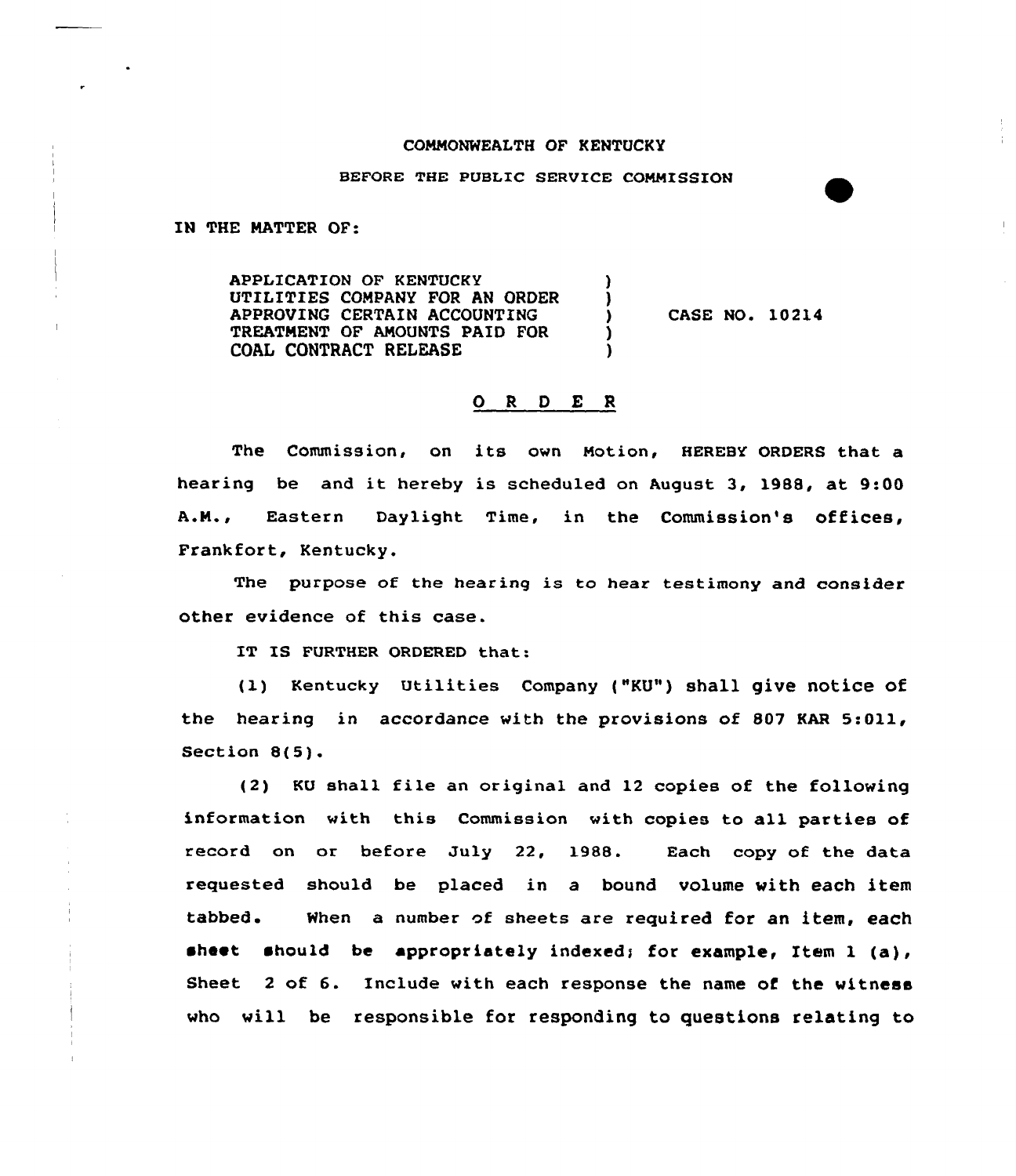COMMONWEALTH OF KENTUCKY

BEFORE THE PUBLIC SERVICE COMMISSION

IN THE MATTER OF:

| | | |
|---|---|---|
| APPLICATION OF KENTUCKY UTILITIES COMPANY FOR AN ORDER APPROVING CERTAIN ACCOUNTING TREATMENT OF AMOUNTS PAID FOR COAL CONTRACT RELEASE | ) | CASE NO. 10214 |

## O R D E R

The Commission, on its own Motion, HEREBY ORDERS that a hearing be and it hereby is scheduled on August 3, 1988, at 9:00 A.M., Eastern Daylight Time, in the Commission's offices, Frankfort, Kentucky.

The purpose of the hearing is to hear testimony and consider other evidence of this case.

IT IS FURTHER ORDERED that:

(1) Kentucky Utilities Company ("KU") shall give notice of the hearing in accordance with the provisions of 807 KAR 5:011, Section 8(5).

(2) KU shall file an original and 12 copies of the following information with this Commission with copies to all parties of record on or before July 22, 1988. Each copy of the data requested should be placed in a bound volume with each item tabbed. When a number of sheets are required for an item, each sheet should be appropriately indexed; for example, Item 1 (a), Sheet 2 of 6. Include with each response the name of the witness who will be responsible for responding to questions relating to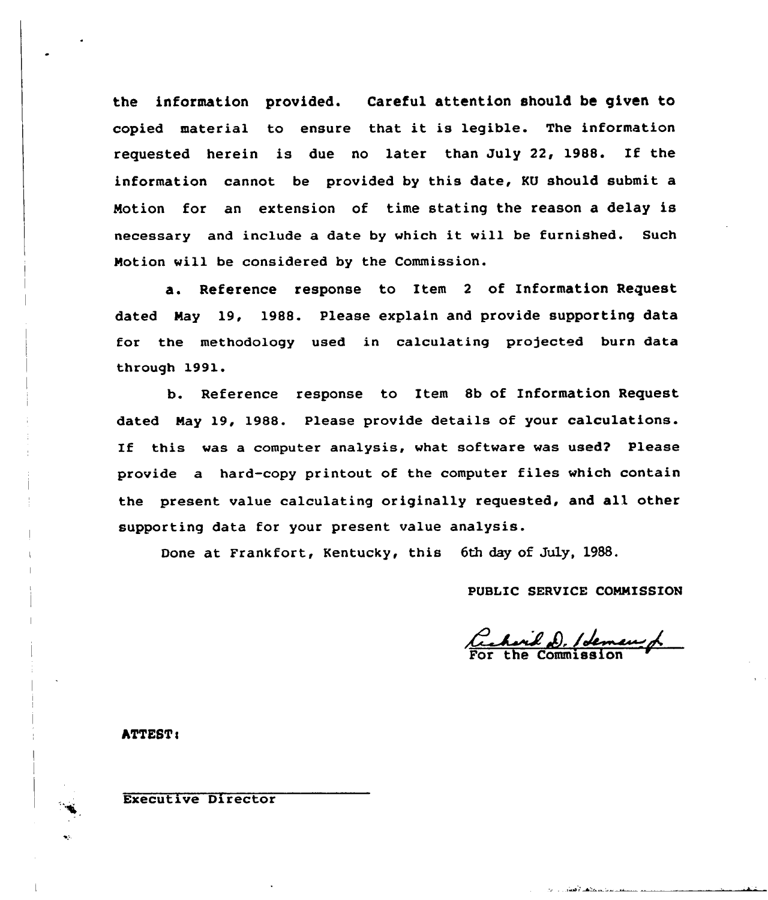the information provided. Careful attention should be given to copied material to ensure that it is legible. The information requested herein is due no later than July 22, 1988. If the information cannot be provided by this date, KU should submit a Motion for an extension of time stating the reason a delay is necessary and include a date by which it will be furnished. Such Motion will be considered by the Commission.

a. Reference response to Item 2 of Information Request dated May 19, 1988. Please explain and provide supporting data for the methodology used in calculating projected burn data through 1991.

b. Reference response to Item 8b of Information Request dated May 19, 1988. Please provide details of your calculations. If this was a computer analysis, what software was used? Please provide a hard-copy printout of the computer files which contain the present value calculating originally requested, and all other supporting data for your present value analysis.

Done at Frankfort, Kentucky, this 6th day of July, 1988.

PUBLIC SERVICE COMMISSION

Richard D. Heman Jr.
For the Commission

ATTEST:

Executive Director